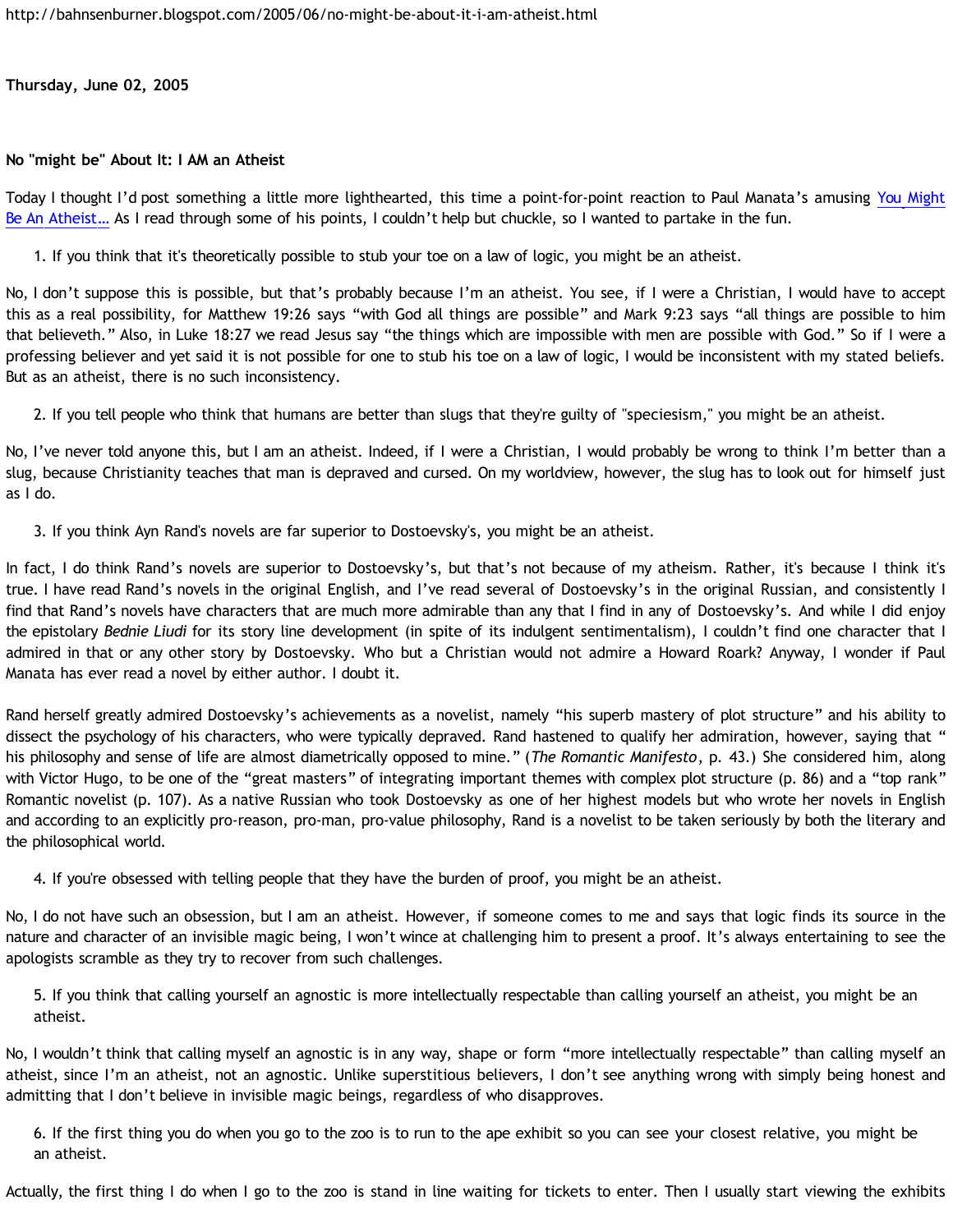http://bahnsenburner.blogspot.com/2005/06/no-might-be-about-it-i-am-atheist.html

**Thursday, June 02, 2005**

### No "might be" About It: I AM an Atheist

Today I thought I'd post something a little more lighthearted, this time a point-for-point reaction to Paul Manata's amusing You Might Be An Atheist… As I read through some of his points, I couldn't help but chuckle, so I wanted to partake in the fun.

1. If you think that it's theoretically possible to stub your toe on a law of logic, you might be an atheist.

No, I don't suppose this is possible, but that's probably because I'm an atheist. You see, if I were a Christian, I would have to accept this as a real possibility, for Matthew 19:26 says "with God all things are possible" and Mark 9:23 says "all things are possible to him that believeth." Also, in Luke 18:27 we read Jesus say "the things which are impossible with men are possible with God." So if I were a professing believer and yet said it is not possible for one to stub his toe on a law of logic, I would be inconsistent with my stated beliefs. But as an atheist, there is no such inconsistency.

2. If you tell people who think that humans are better than slugs that they're guilty of "speciesism," you might be an atheist.

No, I've never told anyone this, but I am an atheist. Indeed, if I were a Christian, I would probably be wrong to think I'm better than a slug, because Christianity teaches that man is depraved and cursed. On my worldview, however, the slug has to look out for himself just as I do.

3. If you think Ayn Rand's novels are far superior to Dostoevsky's, you might be an atheist.

In fact, I do think Rand's novels are superior to Dostoevsky's, but that's not because of my atheism. Rather, it's because I think it's true. I have read Rand's novels in the original English, and I've read several of Dostoevsky's in the original Russian, and consistently I find that Rand's novels have characters that are much more admirable than any that I find in any of Dostoevsky's. And while I did enjoy the epistolary *Bednie Liudi* for its story line development (in spite of its indulgent sentimentalism), I couldn't find one character that I admired in that or any other story by Dostoevsky. Who but a Christian would not admire a Howard Roark? Anyway, I wonder if Paul Manata has ever read a novel by either author. I doubt it.

Rand herself greatly admired Dostoevsky's achievements as a novelist, namely "his superb mastery of plot structure" and his ability to dissect the psychology of his characters, who were typically depraved. Rand hastened to qualify her admiration, however, saying that " his philosophy and sense of life are almost diametrically opposed to mine." (*The Romantic Manifesto*, p. 43.) She considered him, along with Victor Hugo, to be one of the "great masters" of integrating important themes with complex plot structure (p. 86) and a "top rank" Romantic novelist (p. 107). As a native Russian who took Dostoevsky as one of her highest models but who wrote her novels in English and according to an explicitly pro-reason, pro-man, pro-value philosophy, Rand is a novelist to be taken seriously by both the literary and the philosophical world.

4. If you're obsessed with telling people that they have the burden of proof, you might be an atheist.

No, I do not have such an obsession, but I am an atheist. However, if someone comes to me and says that logic finds its source in the nature and character of an invisible magic being, I won't wince at challenging him to present a proof. It's always entertaining to see the apologists scramble as they try to recover from such challenges.

5. If you think that calling yourself an agnostic is more intellectually respectable than calling yourself an atheist, you might be an atheist.

No, I wouldn't think that calling myself an agnostic is in any way, shape or form "more intellectually respectable" than calling myself an atheist, since I'm an atheist, not an agnostic. Unlike superstitious believers, I don't see anything wrong with simply being honest and admitting that I don't believe in invisible magic beings, regardless of who disapproves.

6. If the first thing you do when you go to the zoo is to run to the ape exhibit so you can see your closest relative, you might be an atheist.

Actually, the first thing I do when I go to the zoo is stand in line waiting for tickets to enter. Then I usually start viewing the exhibits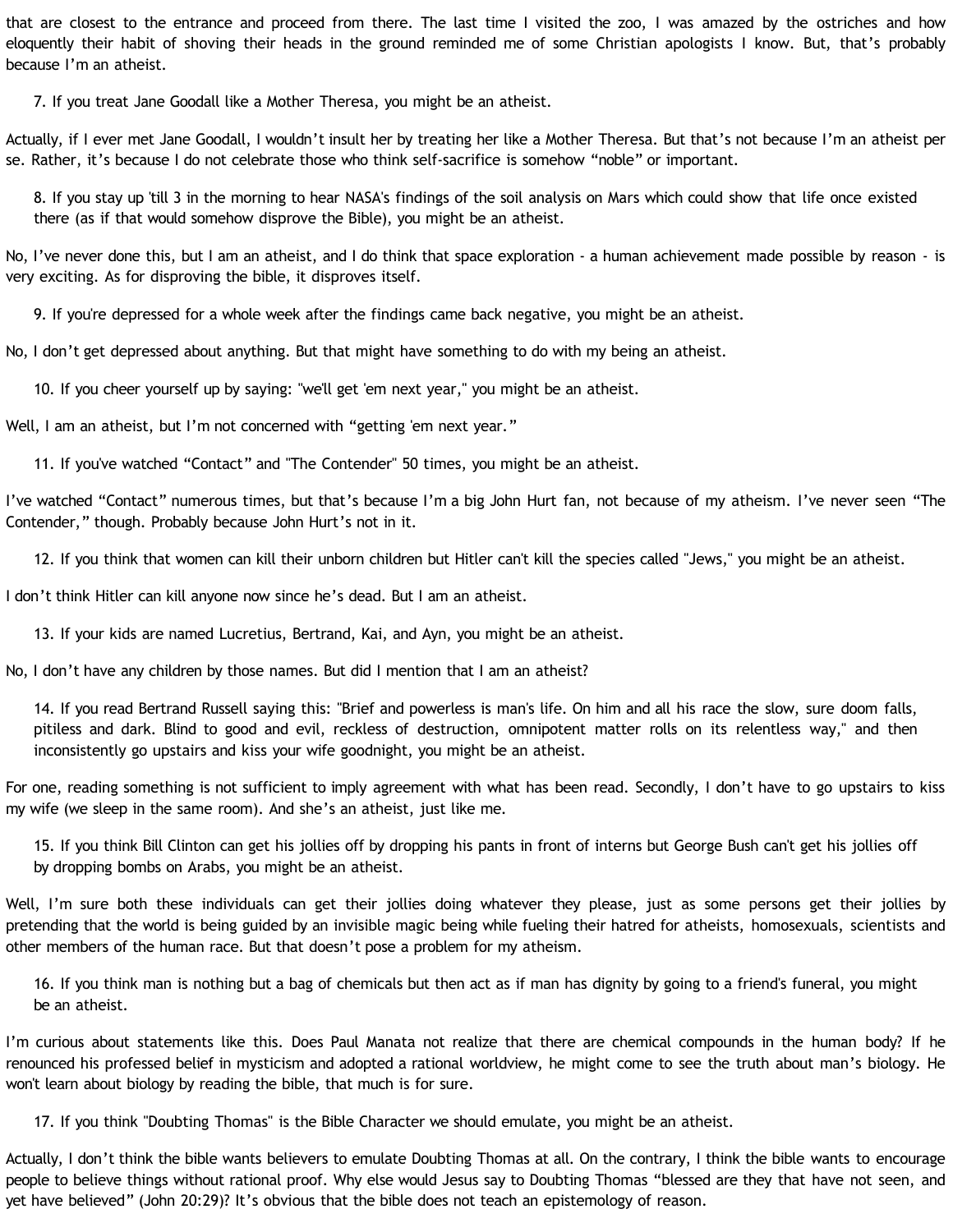that are closest to the entrance and proceed from there. The last time I visited the zoo, I was amazed by the ostriches and how eloquently their habit of shoving their heads in the ground reminded me of some Christian apologists I know. But, that's probably because I'm an atheist.

> 7. If you treat Jane Goodall like a Mother Theresa, you might be an atheist.

Actually, if I ever met Jane Goodall, I wouldn't insult her by treating her like a Mother Theresa. But that's not because I'm an atheist per se. Rather, it's because I do not celebrate those who think self-sacrifice is somehow "noble" or important.

> 8. If you stay up 'till 3 in the morning to hear NASA's findings of the soil analysis on Mars which could show that life once existed there (as if that would somehow disprove the Bible), you might be an atheist.

No, I've never done this, but I am an atheist, and I do think that space exploration - a human achievement made possible by reason - is very exciting. As for disproving the bible, it disproves itself.

> 9. If you're depressed for a whole week after the findings came back negative, you might be an atheist.

No, I don't get depressed about anything. But that might have something to do with my being an atheist.

> 10. If you cheer yourself up by saying: "we'll get 'em next year," you might be an atheist.

Well, I am an atheist, but I'm not concerned with "getting 'em next year."

> 11. If you've watched "Contact" and "The Contender" 50 times, you might be an atheist.

I've watched "Contact" numerous times, but that's because I'm a big John Hurt fan, not because of my atheism. I've never seen "The Contender," though. Probably because John Hurt's not in it.

> 12. If you think that women can kill their unborn children but Hitler can't kill the species called "Jews," you might be an atheist.

I don't think Hitler can kill anyone now since he's dead. But I am an atheist.

> 13. If your kids are named Lucretius, Bertrand, Kai, and Ayn, you might be an atheist.

No, I don't have any children by those names. But did I mention that I am an atheist?

> 14. If you read Bertrand Russell saying this: "Brief and powerless is man's life. On him and all his race the slow, sure doom falls, pitiless and dark. Blind to good and evil, reckless of destruction, omnipotent matter rolls on its relentless way," and then inconsistently go upstairs and kiss your wife goodnight, you might be an atheist.

For one, reading something is not sufficient to imply agreement with what has been read. Secondly, I don't have to go upstairs to kiss my wife (we sleep in the same room). And she's an atheist, just like me.

> 15. If you think Bill Clinton can get his jollies off by dropping his pants in front of interns but George Bush can't get his jollies off by dropping bombs on Arabs, you might be an atheist.

Well, I'm sure both these individuals can get their jollies doing whatever they please, just as some persons get their jollies by pretending that the world is being guided by an invisible magic being while fueling their hatred for atheists, homosexuals, scientists and other members of the human race. But that doesn't pose a problem for my atheism.

> 16. If you think man is nothing but a bag of chemicals but then act as if man has dignity by going to a friend's funeral, you might be an atheist.

I'm curious about statements like this. Does Paul Manata not realize that there are chemical compounds in the human body? If he renounced his professed belief in mysticism and adopted a rational worldview, he might come to see the truth about man's biology. He won't learn about biology by reading the bible, that much is for sure.

> 17. If you think "Doubting Thomas" is the Bible Character we should emulate, you might be an atheist.

Actually, I don't think the bible wants believers to emulate Doubting Thomas at all. On the contrary, I think the bible wants to encourage people to believe things without rational proof. Why else would Jesus say to Doubting Thomas "blessed are they that have not seen, and yet have believed" (John 20:29)? It's obvious that the bible does not teach an epistemology of reason.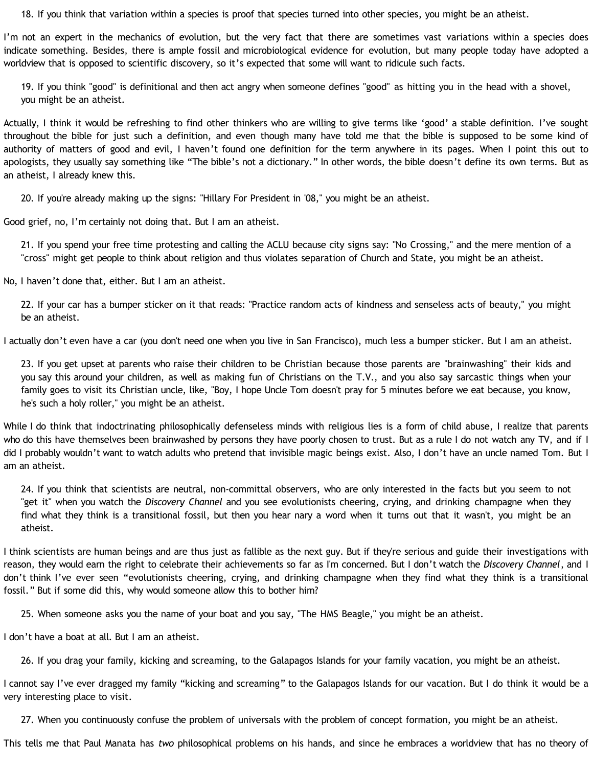> 18. If you think that variation within a species is proof that species turned into other species, you might be an atheist.

I'm not an expert in the mechanics of evolution, but the very fact that there are sometimes vast variations within a species does indicate something. Besides, there is ample fossil and microbiological evidence for evolution, but many people today have adopted a worldview that is opposed to scientific discovery, so it's expected that some will want to ridicule such facts.

> 19. If you think "good" is definitional and then act angry when someone defines "good" as hitting you in the head with a shovel, you might be an atheist.

Actually, I think it would be refreshing to find other thinkers who are willing to give terms like 'good' a stable definition. I've sought throughout the bible for just such a definition, and even though many have told me that the bible is supposed to be some kind of authority of matters of good and evil, I haven't found one definition for the term anywhere in its pages. When I point this out to apologists, they usually say something like "The bible's not a dictionary." In other words, the bible doesn't define its own terms. But as an atheist, I already knew this.

> 20. If you're already making up the signs: "Hillary For President in '08," you might be an atheist.

Good grief, no, I'm certainly not doing that. But I am an atheist.

> 21. If you spend your free time protesting and calling the ACLU because city signs say: "No Crossing," and the mere mention of a "cross" might get people to think about religion and thus violates separation of Church and State, you might be an atheist.

No, I haven't done that, either. But I am an atheist.

> 22. If your car has a bumper sticker on it that reads: "Practice random acts of kindness and senseless acts of beauty," you might be an atheist.

I actually don't even have a car (you don't need one when you live in San Francisco), much less a bumper sticker. But I am an atheist.

> 23. If you get upset at parents who raise their children to be Christian because those parents are "brainwashing" their kids and you say this around your children, as well as making fun of Christians on the T.V., and you also say sarcastic things when your family goes to visit its Christian uncle, like, "Boy, I hope Uncle Tom doesn't pray for 5 minutes before we eat because, you know, he's such a holy roller," you might be an atheist.

While I do think that indoctrinating philosophically defenseless minds with religious lies is a form of child abuse, I realize that parents who do this have themselves been brainwashed by persons they have poorly chosen to trust. But as a rule I do not watch any TV, and if I did I probably wouldn't want to watch adults who pretend that invisible magic beings exist. Also, I don't have an uncle named Tom. But I am an atheist.

> 24. If you think that scientists are neutral, non-committal observers, who are only interested in the facts but you seem to not "get it" when you watch the *Discovery Channel* and you see evolutionists cheering, crying, and drinking champagne when they find what they think is a transitional fossil, but then you hear nary a word when it turns out that it wasn't, you might be an atheist.

I think scientists are human beings and are thus just as fallible as the next guy. But if they're serious and guide their investigations with reason, they would earn the right to celebrate their achievements so far as I'm concerned. But I don't watch the *Discovery Channel*, and I don't think I've ever seen "evolutionists cheering, crying, and drinking champagne when they find what they think is a transitional fossil." But if some did this, why would someone allow this to bother him?

> 25. When someone asks you the name of your boat and you say, "The HMS Beagle," you might be an atheist.

I don't have a boat at all. But I am an atheist.

> 26. If you drag your family, kicking and screaming, to the Galapagos Islands for your family vacation, you might be an atheist.

I cannot say I've ever dragged my family "kicking and screaming" to the Galapagos Islands for our vacation. But I do think it would be a very interesting place to visit.

> 27. When you continuously confuse the problem of universals with the problem of concept formation, you might be an atheist.

This tells me that Paul Manata has *two* philosophical problems on his hands, and since he embraces a worldview that has no theory of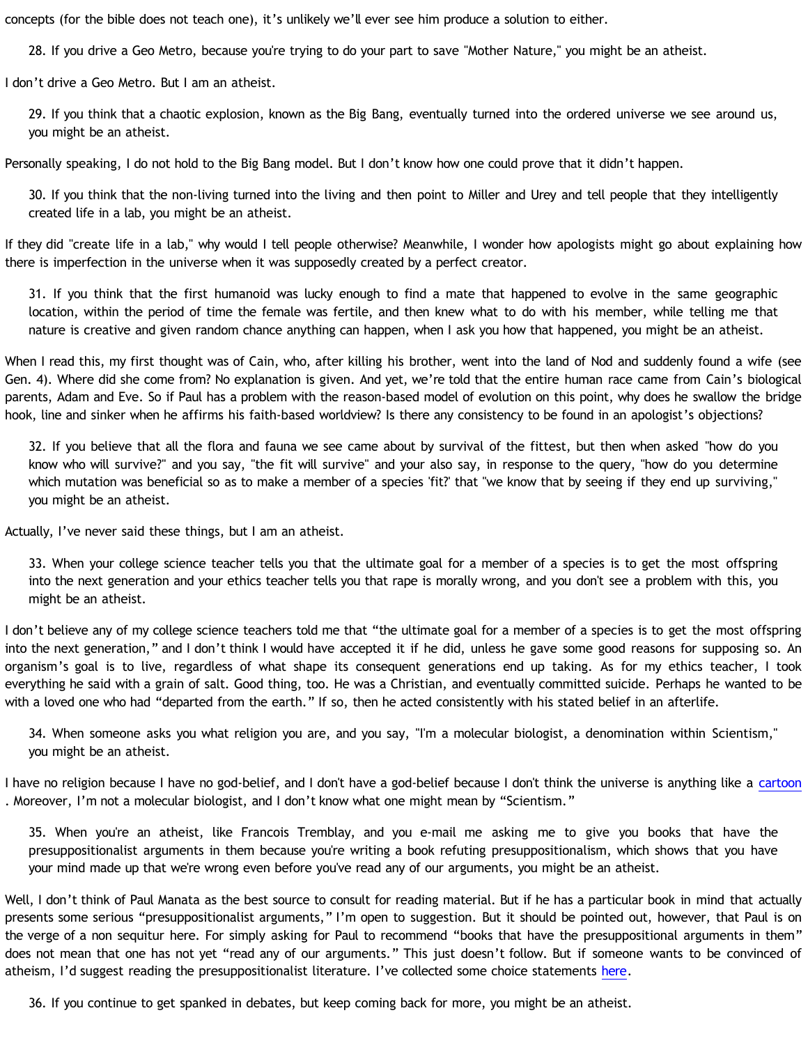concepts (for the bible does not teach one), it's unlikely we'll ever see him produce a solution to either.

> 28. If you drive a Geo Metro, because you're trying to do your part to save "Mother Nature," you might be an atheist.

I don't drive a Geo Metro. But I am an atheist.

> 29. If you think that a chaotic explosion, known as the Big Bang, eventually turned into the ordered universe we see around us, you might be an atheist.

Personally speaking, I do not hold to the Big Bang model. But I don't know how one could prove that it didn't happen.

> 30. If you think that the non-living turned into the living and then point to Miller and Urey and tell people that they intelligently created life in a lab, you might be an atheist.

If they did "create life in a lab," why would I tell people otherwise? Meanwhile, I wonder how apologists might go about explaining how there is imperfection in the universe when it was supposedly created by a perfect creator.

> 31. If you think that the first humanoid was lucky enough to find a mate that happened to evolve in the same geographic location, within the period of time the female was fertile, and then knew what to do with his member, while telling me that nature is creative and given random chance anything can happen, when I ask you how that happened, you might be an atheist.

When I read this, my first thought was of Cain, who, after killing his brother, went into the land of Nod and suddenly found a wife (see Gen. 4). Where did she come from? No explanation is given. And yet, we're told that the entire human race came from Cain's biological parents, Adam and Eve. So if Paul has a problem with the reason-based model of evolution on this point, why does he swallow the bridge hook, line and sinker when he affirms his faith-based worldview? Is there any consistency to be found in an apologist's objections?

> 32. If you believe that all the flora and fauna we see came about by survival of the fittest, but then when asked "how do you know who will survive?" and you say, "the fit will survive" and your also say, in response to the query, "how do you determine which mutation was beneficial so as to make a member of a species 'fit?' that "we know that by seeing if they end up surviving," you might be an atheist.

Actually, I've never said these things, but I am an atheist.

> 33. When your college science teacher tells you that the ultimate goal for a member of a species is to get the most offspring into the next generation and your ethics teacher tells you that rape is morally wrong, and you don't see a problem with this, you might be an atheist.

I don't believe any of my college science teachers told me that "the ultimate goal for a member of a species is to get the most offspring into the next generation," and I don't think I would have accepted it if he did, unless he gave some good reasons for supposing so. An organism's goal is to live, regardless of what shape its consequent generations end up taking. As for my ethics teacher, I took everything he said with a grain of salt. Good thing, too. He was a Christian, and eventually committed suicide. Perhaps he wanted to be with a loved one who had "departed from the earth." If so, then he acted consistently with his stated belief in an afterlife.

> 34. When someone asks you what religion you are, and you say, "I'm a molecular biologist, a denomination within Scientism," you might be an atheist.

I have no religion because I have no god-belief, and I don't have a god-belief because I don't think the universe is anything like a cartoon. Moreover, I'm not a molecular biologist, and I don't know what one might mean by "Scientism."

> 35. When you're an atheist, like Francois Tremblay, and you e-mail me asking me to give you books that have the presuppositionalist arguments in them because you're writing a book refuting presuppositionalism, which shows that you have your mind made up that we're wrong even before you've read any of our arguments, you might be an atheist.

Well, I don't think of Paul Manata as the best source to consult for reading material. But if he has a particular book in mind that actually presents some serious "presuppositionalist arguments," I'm open to suggestion. But it should be pointed out, however, that Paul is on the verge of a non sequitur here. For simply asking for Paul to recommend "books that have the presuppositional arguments in them" does not mean that one has not yet "read any of our arguments." This just doesn't follow. But if someone wants to be convinced of atheism, I'd suggest reading the presuppositionalist literature. I've collected some choice statements here.

> 36. If you continue to get spanked in debates, but keep coming back for more, you might be an atheist.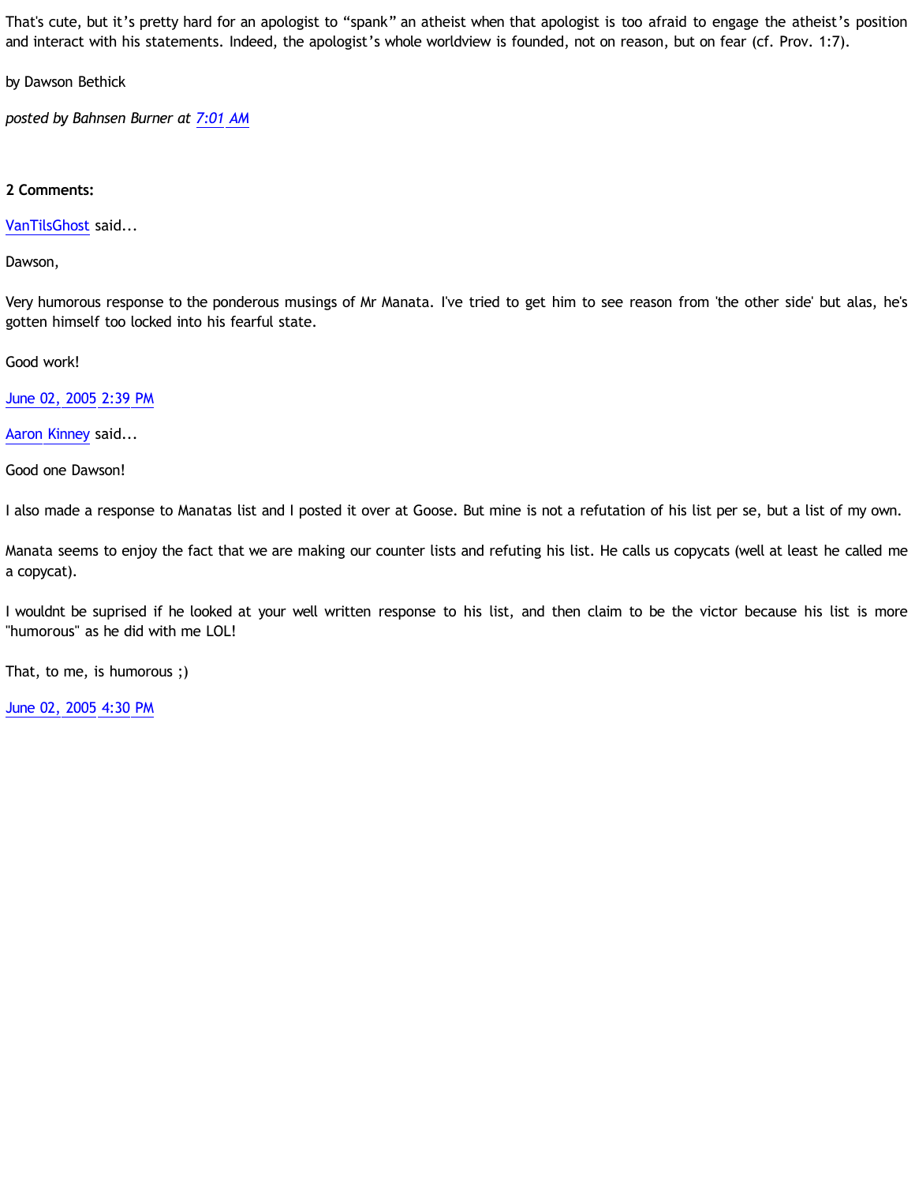That's cute, but it's pretty hard for an apologist to "spank" an atheist when that apologist is too afraid to engage the atheist's position and interact with his statements. Indeed, the apologist's whole worldview is founded, not on reason, but on fear (cf. Prov. 1:7).

by Dawson Bethick

*posted by Bahnsen Burner at 7:01 AM*

**2 Comments:**

VanTilsGhost said...

Dawson,

Very humorous response to the ponderous musings of Mr Manata. I've tried to get him to see reason from 'the other side' but alas, he's gotten himself too locked into his fearful state.

Good work!

June 02, 2005 2:39 PM

Aaron Kinney said...

Good one Dawson!

I also made a response to Manatas list and I posted it over at Goose. But mine is not a refutation of his list per se, but a list of my own.

Manata seems to enjoy the fact that we are making our counter lists and refuting his list. He calls us copycats (well at least he called me a copycat).

I wouldnt be suprised if he looked at your well written response to his list, and then claim to be the victor because his list is more "humorous" as he did with me LOL!

That, to me, is humorous ;)

June 02, 2005 4:30 PM